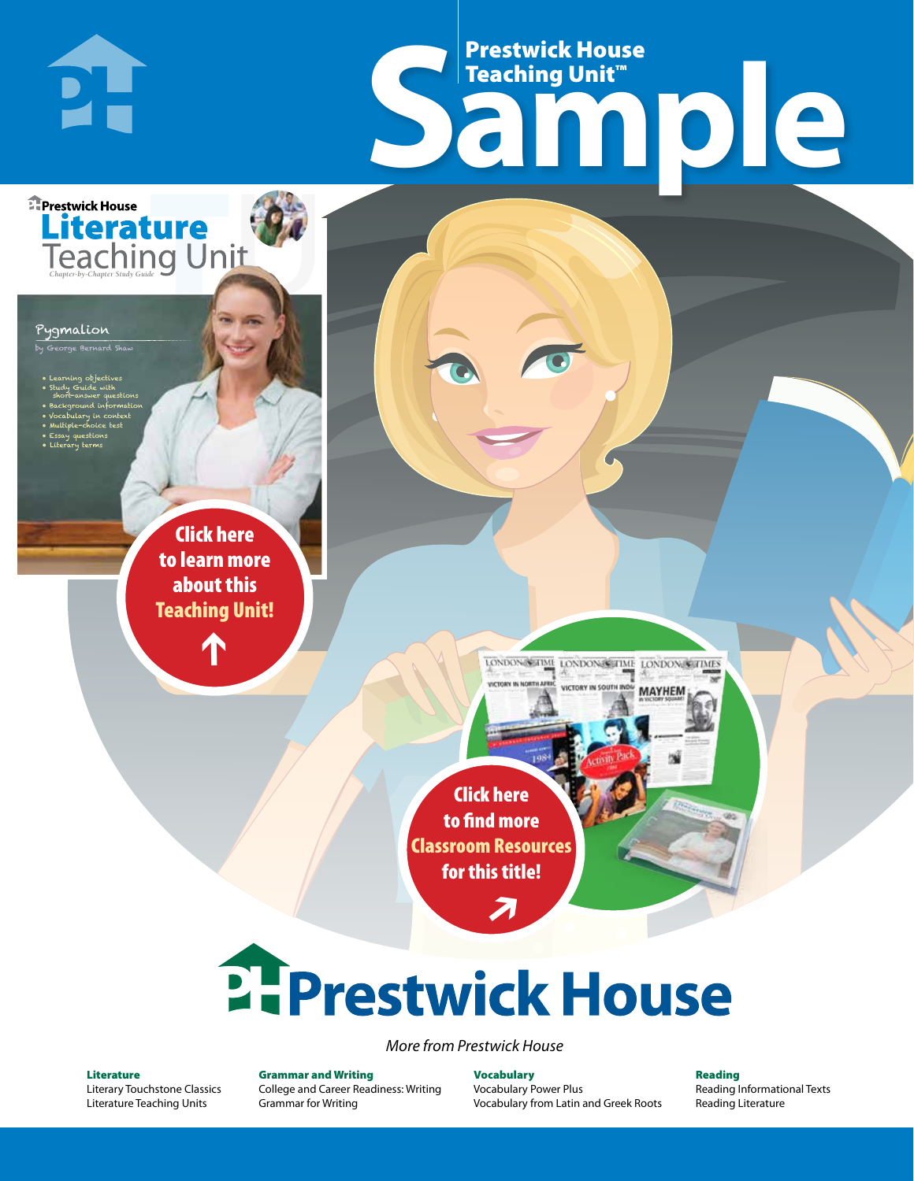# Prestwick House Teaching Unit™ Sample

Prestwick House

## Literature Teaching Unit

*Chapter-by-Chapter Study Guide*

### Pygmalion

by George Bernard Shaw

- Learning objectives
- Study Guide with short-answer questions
- Background information
- Vocabulary in context
- Multiple-choice test
- Essay questions
- Literary terms

**Click here to learn more about this Teaching Unit!**

**Click here to find more Classroom Resources for this title!**

# Prestwick House

*More from Prestwick House*

**Literature**
Literary Touchstone Classics
Literature Teaching Units

**Grammar and Writing**
College and Career Readiness: Writing
Grammar for Writing

**Vocabulary**
Vocabulary Power Plus
Vocabulary from Latin and Greek Roots

**Reading**
Reading Informational Texts
Reading Literature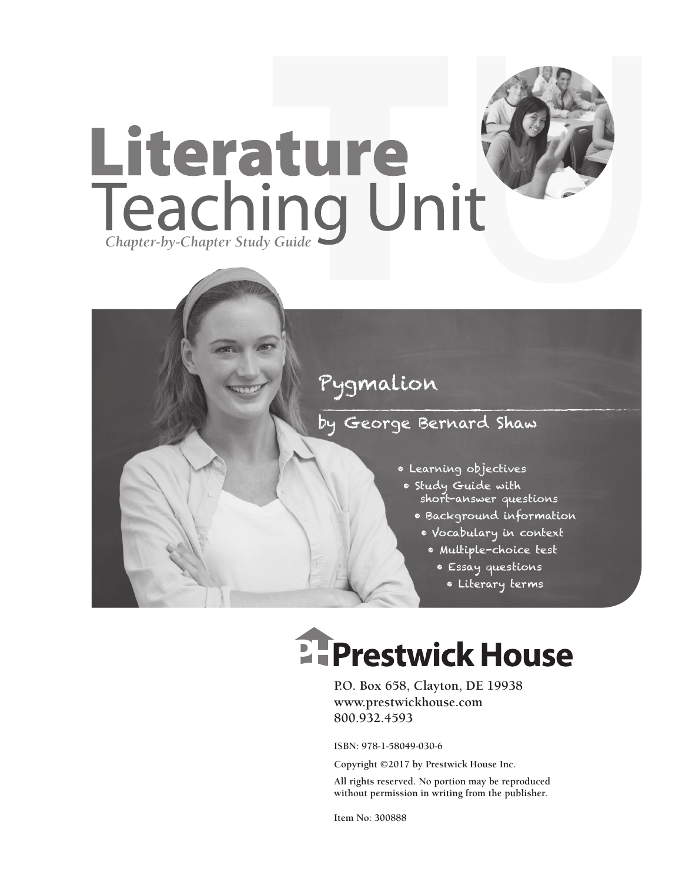# Literature
# Teaching Unit

*Chapter-by-Chapter Study Guide*

## Pygmalion

### by George Bernard Shaw

- Learning objectives
- Study Guide with short-answer questions
- Background information
- Vocabulary in context
- Multiple-choice test
- Essay questions
- Literary terms

**Prestwick House**

P.O. Box 658, Clayton, DE 19938
www.prestwickhouse.com
800.932.4593

ISBN: 978-1-58049-030-6

Copyright ©2017 by Prestwick House Inc.

All rights reserved. No portion may be reproduced without permission in writing from the publisher.

Item No: 300888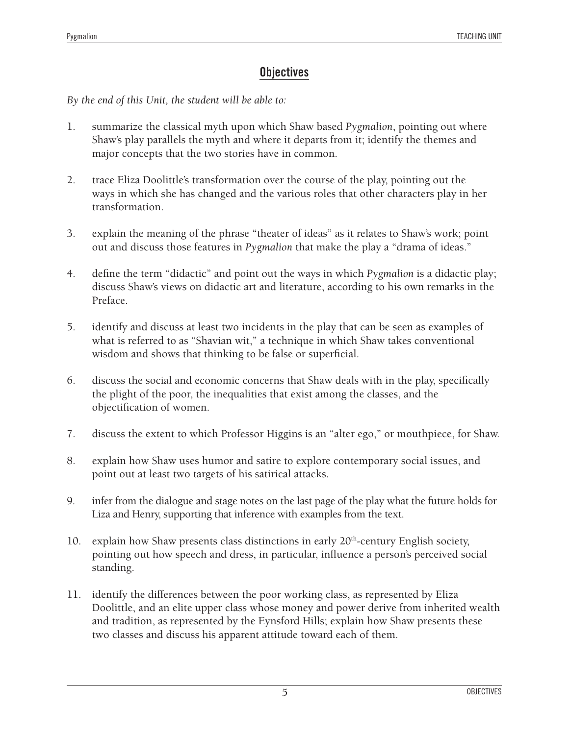## Objectives

*By the end of this Unit, the student will be able to:*

1. summarize the classical myth upon which Shaw based *Pygmalion*, pointing out where Shaw's play parallels the myth and where it departs from it; identify the themes and major concepts that the two stories have in common.

2. trace Eliza Doolittle's transformation over the course of the play, pointing out the ways in which she has changed and the various roles that other characters play in her transformation.

3. explain the meaning of the phrase "theater of ideas" as it relates to Shaw's work; point out and discuss those features in *Pygmalion* that make the play a "drama of ideas."

4. define the term "didactic" and point out the ways in which *Pygmalion* is a didactic play; discuss Shaw's views on didactic art and literature, according to his own remarks in the Preface.

5. identify and discuss at least two incidents in the play that can be seen as examples of what is referred to as "Shavian wit," a technique in which Shaw takes conventional wisdom and shows that thinking to be false or superficial.

6. discuss the social and economic concerns that Shaw deals with in the play, specifically the plight of the poor, the inequalities that exist among the classes, and the objectification of women.

7. discuss the extent to which Professor Higgins is an "alter ego," or mouthpiece, for Shaw.

8. explain how Shaw uses humor and satire to explore contemporary social issues, and point out at least two targets of his satirical attacks.

9. infer from the dialogue and stage notes on the last page of the play what the future holds for Liza and Henry, supporting that inference with examples from the text.

10. explain how Shaw presents class distinctions in early 20th-century English society, pointing out how speech and dress, in particular, influence a person's perceived social standing.

11. identify the differences between the poor working class, as represented by Eliza Doolittle, and an elite upper class whose money and power derive from inherited wealth and tradition, as represented by the Eynsford Hills; explain how Shaw presents these two classes and discuss his apparent attitude toward each of them.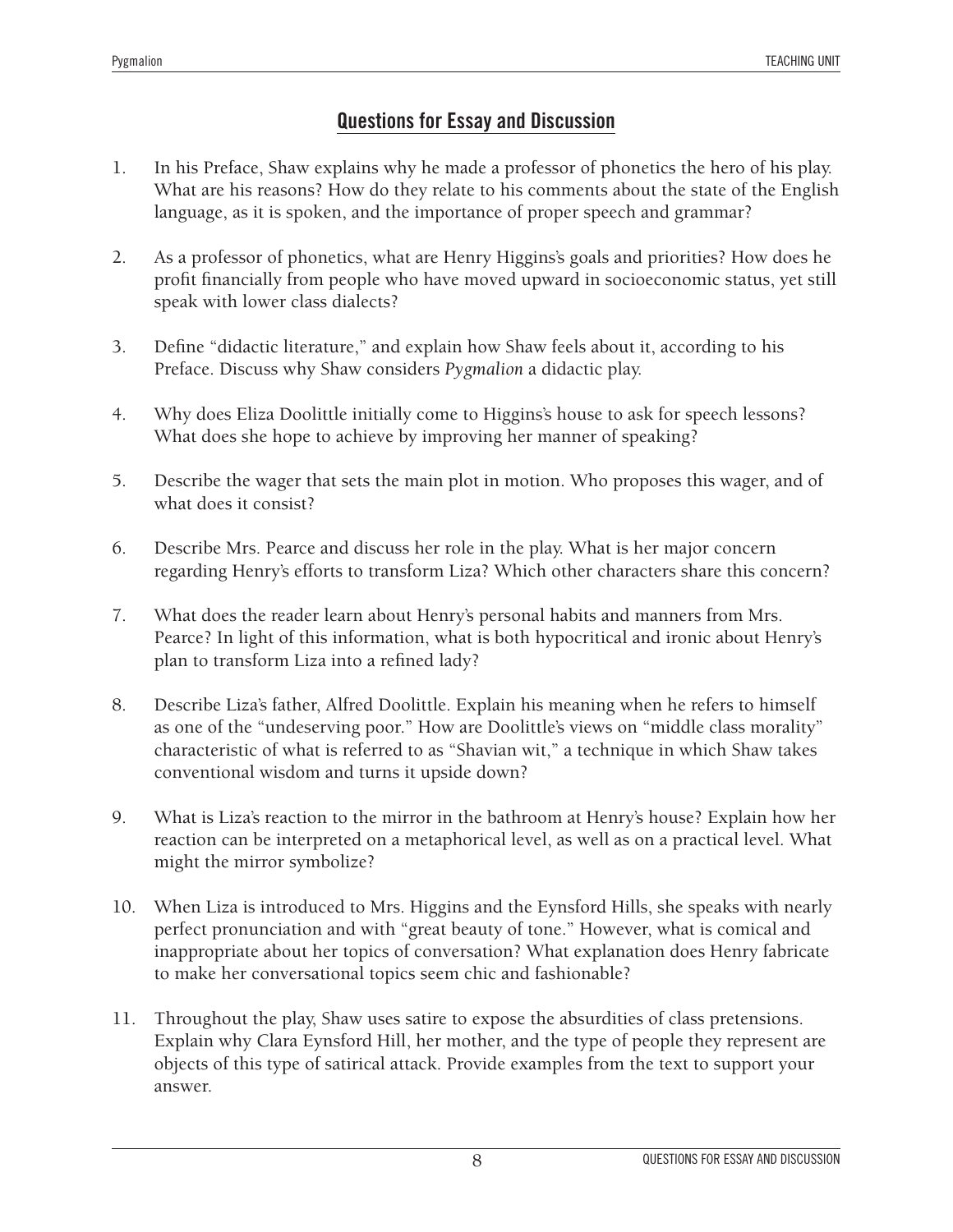## Questions for Essay and Discussion

1. In his Preface, Shaw explains why he made a professor of phonetics the hero of his play. What are his reasons? How do they relate to his comments about the state of the English language, as it is spoken, and the importance of proper speech and grammar?

2. As a professor of phonetics, what are Henry Higgins's goals and priorities? How does he profit financially from people who have moved upward in socioeconomic status, yet still speak with lower class dialects?

3. Define "didactic literature," and explain how Shaw feels about it, according to his Preface. Discuss why Shaw considers *Pygmalion* a didactic play.

4. Why does Eliza Doolittle initially come to Higgins's house to ask for speech lessons? What does she hope to achieve by improving her manner of speaking?

5. Describe the wager that sets the main plot in motion. Who proposes this wager, and of what does it consist?

6. Describe Mrs. Pearce and discuss her role in the play. What is her major concern regarding Henry's efforts to transform Liza? Which other characters share this concern?

7. What does the reader learn about Henry's personal habits and manners from Mrs. Pearce? In light of this information, what is both hypocritical and ironic about Henry's plan to transform Liza into a refined lady?

8. Describe Liza's father, Alfred Doolittle. Explain his meaning when he refers to himself as one of the "undeserving poor." How are Doolittle's views on "middle class morality" characteristic of what is referred to as "Shavian wit," a technique in which Shaw takes conventional wisdom and turns it upside down?

9. What is Liza's reaction to the mirror in the bathroom at Henry's house? Explain how her reaction can be interpreted on a metaphorical level, as well as on a practical level. What might the mirror symbolize?

10. When Liza is introduced to Mrs. Higgins and the Eynsford Hills, she speaks with nearly perfect pronunciation and with "great beauty of tone." However, what is comical and inappropriate about her topics of conversation? What explanation does Henry fabricate to make her conversational topics seem chic and fashionable?

11. Throughout the play, Shaw uses satire to expose the absurdities of class pretensions. Explain why Clara Eynsford Hill, her mother, and the type of people they represent are objects of this type of satirical attack. Provide examples from the text to support your answer.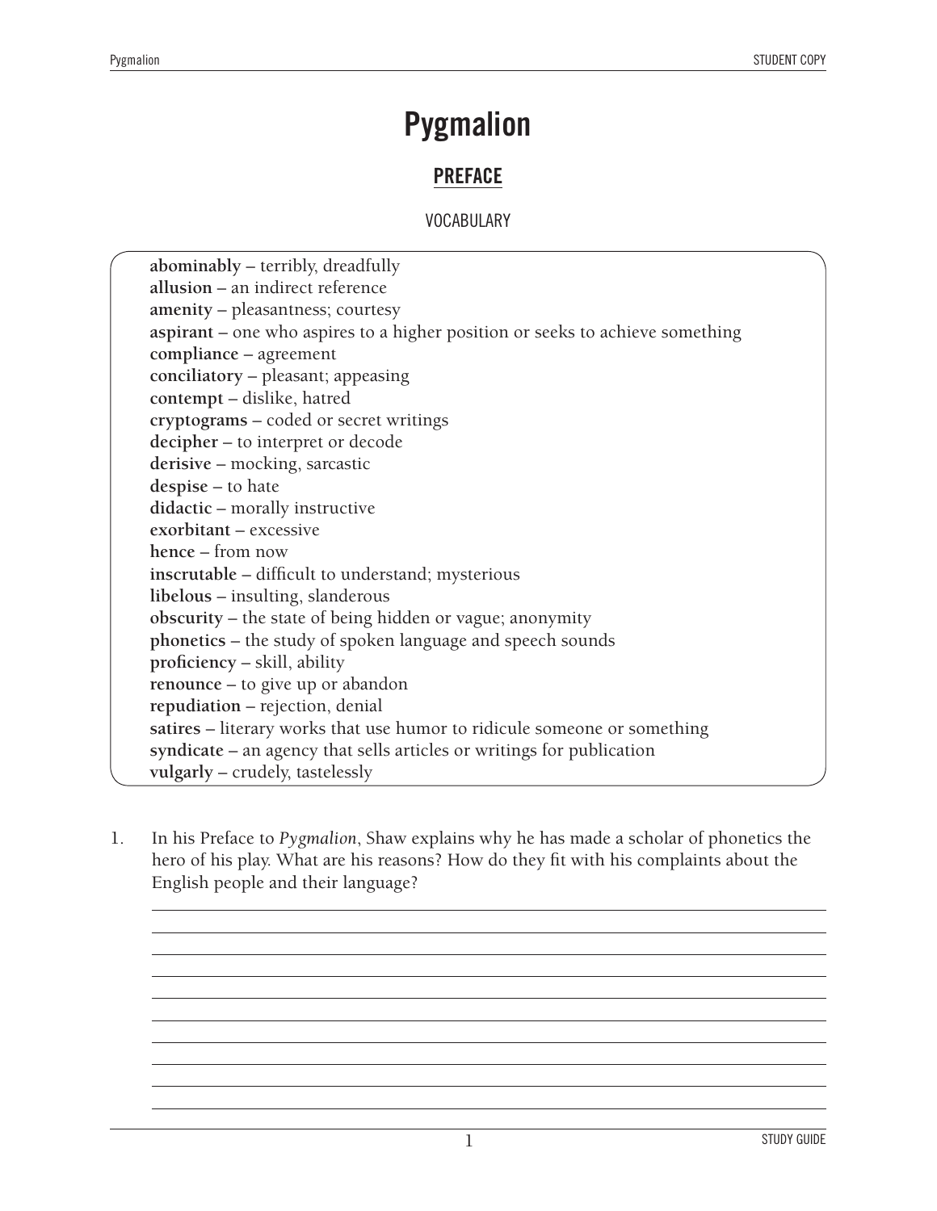# Pygmalion

## PREFACE

VOCABULARY

**abominably** – terribly, dreadfully
**allusion** – an indirect reference
**amenity** – pleasantness; courtesy
**aspirant** – one who aspires to a higher position or seeks to achieve something
**compliance** – agreement
**conciliatory** – pleasant; appeasing
**contempt** – dislike, hatred
**cryptograms** – coded or secret writings
**decipher** – to interpret or decode
**derisive** – mocking, sarcastic
**despise** – to hate
**didactic** – morally instructive
**exorbitant** – excessive
**hence** – from now
**inscrutable** – difficult to understand; mysterious
**libelous** – insulting, slanderous
**obscurity** – the state of being hidden or vague; anonymity
**phonetics** – the study of spoken language and speech sounds
**proficiency** – skill, ability
**renounce** – to give up or abandon
**repudiation** – rejection, denial
**satires** – literary works that use humor to ridicule someone or something
**syndicate** – an agency that sells articles or writings for publication
**vulgarly** – crudely, tastelessly

1. In his Preface to *Pygmalion*, Shaw explains why he has made a scholar of phonetics the hero of his play. What are his reasons? How do they fit with his complaints about the English people and their language?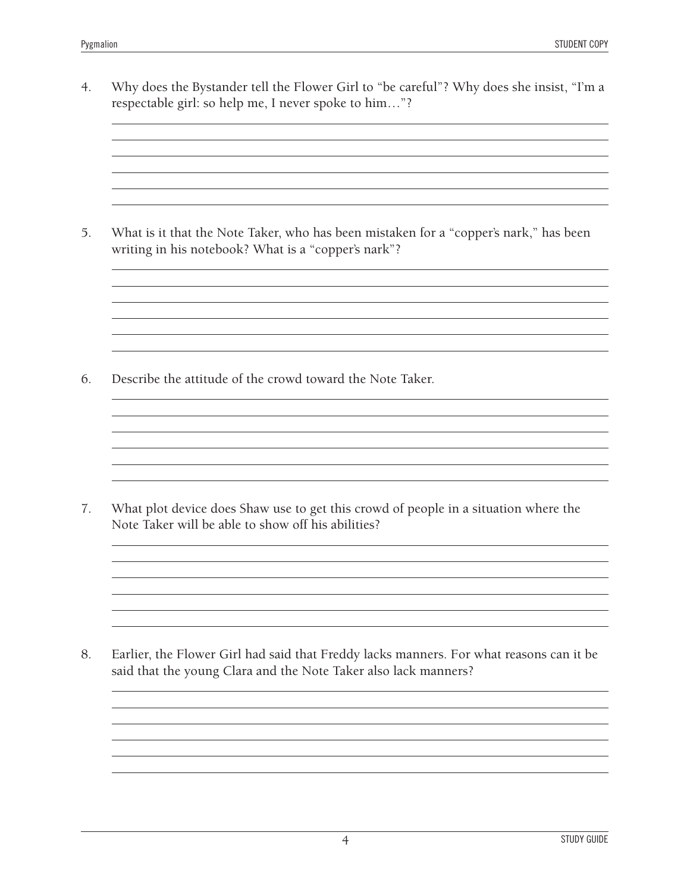4. Why does the Bystander tell the Flower Girl to "be careful"? Why does she insist, "I'm a respectable girl: so help me, I never spoke to him…"?

5. What is it that the Note Taker, who has been mistaken for a "copper's nark," has been writing in his notebook? What is a "copper's nark"?

6. Describe the attitude of the crowd toward the Note Taker.

7. What plot device does Shaw use to get this crowd of people in a situation where the Note Taker will be able to show off his abilities?

8. Earlier, the Flower Girl had said that Freddy lacks manners. For what reasons can it be said that the young Clara and the Note Taker also lack manners?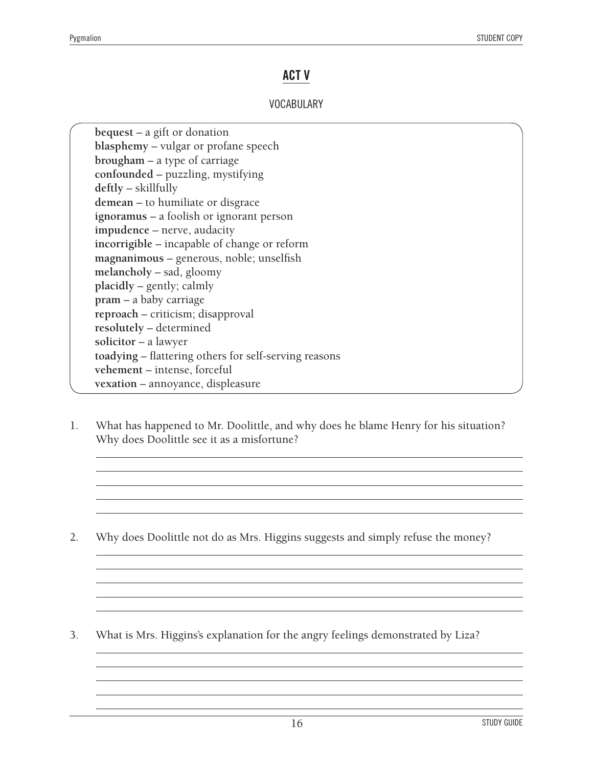# ACT V

## VOCABULARY

**bequest** – a gift or donation
**blasphemy** – vulgar or profane speech
**brougham** – a type of carriage
**confounded** – puzzling, mystifying
**deftly** – skillfully
**demean** – to humiliate or disgrace
**ignoramus** – a foolish or ignorant person
**impudence** – nerve, audacity
**incorrigible** – incapable of change or reform
**magnanimous** – generous, noble; unselfish
**melancholy** – sad, gloomy
**placidly** – gently; calmly
**pram** – a baby carriage
**reproach** – criticism; disapproval
**resolutely** – determined
**solicitor** – a lawyer
**toadying** – flattering others for self-serving reasons
**vehement** – intense, forceful
**vexation** – annoyance, displeasure

1. What has happened to Mr. Doolittle, and why does he blame Henry for his situation? Why does Doolittle see it as a misfortune?

2. Why does Doolittle not do as Mrs. Higgins suggests and simply refuse the money?

3. What is Mrs. Higgins's explanation for the angry feelings demonstrated by Liza?